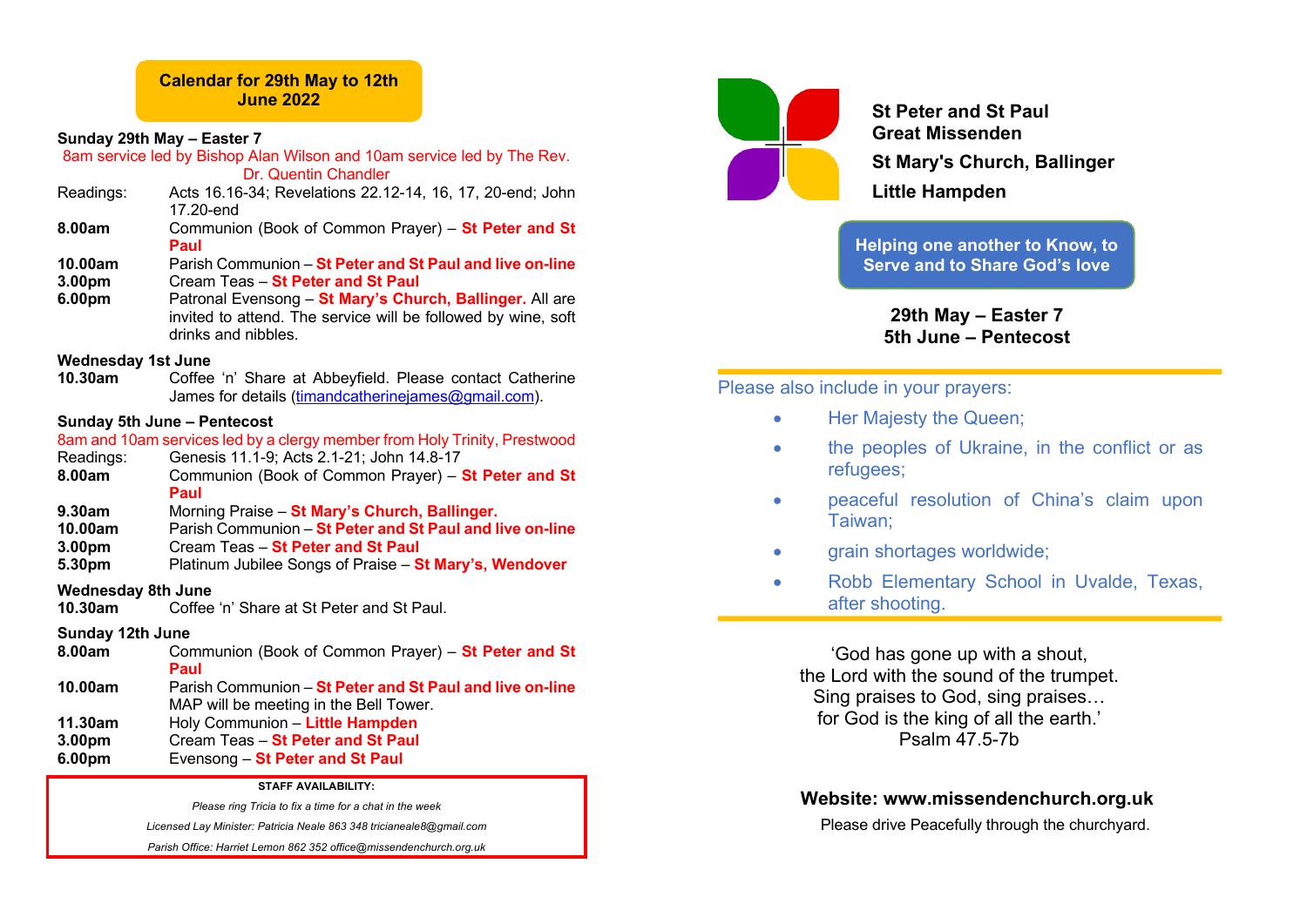## Calendar for 29th May to 12th June 2022

### Sunday 29th May – Easter 7

8am service led by Bishop Alan Wilson and 10am service led by The Rev. Dr. Quentin Chandler

| | |
|---|---|
| Readings: | Acts 16.16-34; Revelations 22.12-14, 16, 17, 20-end; John 17.20-end |
| **8.00am** | Communion (Book of Common Prayer) – **St Peter and St Paul** |
| **10.00am** | Parish Communion – **St Peter and St Paul and live on-line** |
| **3.00pm** | Cream Teas – **St Peter and St Paul** |
| **6.00pm** | Patronal Evensong – **St Mary's Church, Ballinger.** All are invited to attend. The service will be followed by wine, soft drinks and nibbles. |

### Wednesday 1st June

| | |
|---|---|
| **10.30am** | Coffee 'n' Share at Abbeyfield. Please contact Catherine James for details (timandcatherinejames@gmail.com). |

### Sunday 5th June – Pentecost

8am and 10am services led by a clergy member from Holy Trinity, Prestwood

| | |
|---|---|
| Readings: | Genesis 11.1-9; Acts 2.1-21; John 14.8-17 |
| **8.00am** | Communion (Book of Common Prayer) – **St Peter and St Paul** |
| **9.30am** | Morning Praise – **St Mary's Church, Ballinger.** |
| **10.00am** | Parish Communion – **St Peter and St Paul and live on-line** |
| **3.00pm** | Cream Teas – **St Peter and St Paul** |
| **5.30pm** | Platinum Jubilee Songs of Praise – **St Mary's, Wendover** |

### Wednesday 8th June

| | |
|---|---|
| **10.30am** | Coffee 'n' Share at St Peter and St Paul. |

### Sunday 12th June

| | |
|---|---|
| **8.00am** | Communion (Book of Common Prayer) – **St Peter and St Paul** |
| **10.00am** | Parish Communion – **St Peter and St Paul and live on-line** MAP will be meeting in the Bell Tower. |
| **11.30am** | Holy Communion – **Little Hampden** |
| **3.00pm** | Cream Teas – **St Peter and St Paul** |
| **6.00pm** | Evensong – **St Peter and St Paul** |

**STAFF AVAILABILITY:**

*Please ring Tricia to fix a time for a chat in the week*

*Licensed Lay Minister: Patricia Neale 863 348 tricianeale8@gmail.com*

*Parish Office: Harriet Lemon 862 352 office@missendenchurch.org.uk*

# St Peter and St Paul Great Missenden

# St Mary's Church, Ballinger

# Little Hampden

**Helping one another to Know, to Serve and to Share God's love**

**29th May – Easter 7**
**5th June – Pentecost**

Please also include in your prayers:

- Her Majesty the Queen;
- the peoples of Ukraine, in the conflict or as refugees;
- peaceful resolution of China's claim upon Taiwan;
- grain shortages worldwide;
- Robb Elementary School in Uvalde, Texas, after shooting.

'God has gone up with a shout,
the Lord with the sound of the trumpet.
Sing praises to God, sing praises…
for God is the king of all the earth.'
Psalm 47.5-7b

**Website: www.missendenchurch.org.uk**

Please drive Peacefully through the churchyard.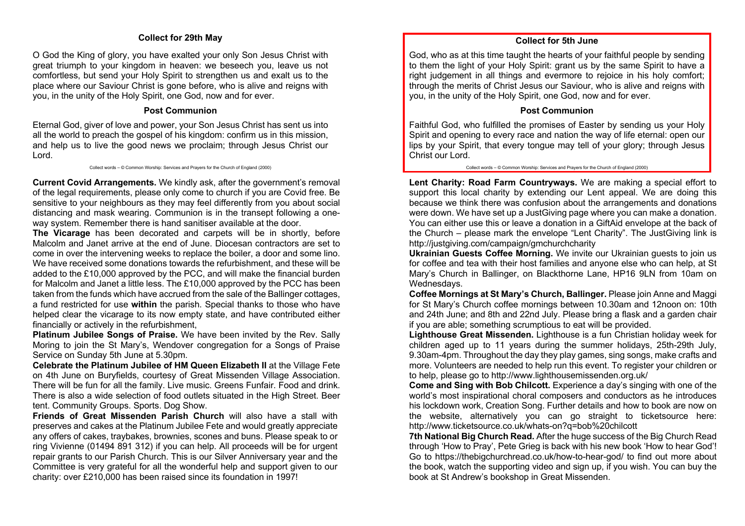### Collect for 29th May

O God the King of glory, you have exalted your only Son Jesus Christ with great triumph to your kingdom in heaven: we beseech you, leave us not comfortless, but send your Holy Spirit to strengthen us and exalt us to the place where our Saviour Christ is gone before, who is alive and reigns with you, in the unity of the Holy Spirit, one God, now and for ever.

### Post Communion

Eternal God, giver of love and power, your Son Jesus Christ has sent us into all the world to preach the gospel of his kingdom: confirm us in this mission, and help us to live the good news we proclaim; through Jesus Christ our Lord.

Collect words – © Common Worship: Services and Prayers for the Church of England (2000)

**Current Covid Arrangements.** We kindly ask, after the government's removal of the legal requirements, please only come to church if you are Covid free. Be sensitive to your neighbours as they may feel differently from you about social distancing and mask wearing. Communion is in the transept following a one-way system. Remember there is hand sanitiser available at the door.

**The Vicarage** has been decorated and carpets will be in shortly, before Malcolm and Janet arrive at the end of June. Diocesan contractors are set to come in over the intervening weeks to replace the boiler, a door and some lino. We have received some donations towards the refurbishment, and these will be added to the £10,000 approved by the PCC, and will make the financial burden for Malcolm and Janet a little less. The £10,000 approved by the PCC has been taken from the funds which have accrued from the sale of the Ballinger cottages, a fund restricted for use **within** the parish. Special thanks to those who have helped clear the vicarage to its now empty state, and have contributed either financially or actively in the refurbishment,

**Platinum Jubilee Songs of Praise.** We have been invited by the Rev. Sally Moring to join the St Mary's, Wendover congregation for a Songs of Praise Service on Sunday 5th June at 5.30pm.

**Celebrate the Platinum Jubilee of HM Queen Elizabeth II** at the Village Fete on 4th June on Buryfields, courtesy of Great Missenden Village Association. There will be fun for all the family. Live music. Greens Funfair. Food and drink. There is also a wide selection of food outlets situated in the High Street. Beer tent. Community Groups. Sports. Dog Show.

**Friends of Great Missenden Parish Church** will also have a stall with preserves and cakes at the Platinum Jubilee Fete and would greatly appreciate any offers of cakes, traybakes, brownies, scones and buns. Please speak to or ring Vivienne (01494 891 312) if you can help. All proceeds will be for urgent repair grants to our Parish Church. This is our Silver Anniversary year and the Committee is very grateful for all the wonderful help and support given to our charity: over £210,000 has been raised since its foundation in 1997!

### Collect for 5th June

God, who as at this time taught the hearts of your faithful people by sending to them the light of your Holy Spirit: grant us by the same Spirit to have a right judgement in all things and evermore to rejoice in his holy comfort; through the merits of Christ Jesus our Saviour, who is alive and reigns with you, in the unity of the Holy Spirit, one God, now and for ever.

### Post Communion

Faithful God, who fulfilled the promises of Easter by sending us your Holy Spirit and opening to every race and nation the way of life eternal: open our lips by your Spirit, that every tongue may tell of your glory; through Jesus Christ our Lord.

Collect words – © Common Worship: Services and Prayers for the Church of England (2000)

**Lent Charity: Road Farm Countryways.** We are making a special effort to support this local charity by extending our Lent appeal. We are doing this because we think there was confusion about the arrangements and donations were down. We have set up a JustGiving page where you can make a donation. You can either use this or leave a donation in a GiftAid envelope at the back of the Church – please mark the envelope "Lent Charity". The JustGiving link is http://justgiving.com/campaign/gmchurchcharity

**Ukrainian Guests Coffee Morning.** We invite our Ukrainian guests to join us for coffee and tea with their host families and anyone else who can help, at St Mary's Church in Ballinger, on Blackthorne Lane, HP16 9LN from 10am on Wednesdays.

**Coffee Mornings at St Mary's Church, Ballinger.** Please join Anne and Maggi for St Mary's Church coffee mornings between 10.30am and 12noon on: 10th and 24th June; and 8th and 22nd July. Please bring a flask and a garden chair if you are able; something scrumptious to eat will be provided.

**Lighthouse Great Missenden.** Lighthouse is a fun Christian holiday week for children aged up to 11 years during the summer holidays, 25th-29th July, 9.30am-4pm. Throughout the day they play games, sing songs, make crafts and more. Volunteers are needed to help run this event. To register your children or to help, please go to http://www.lighthousemissenden.org.uk/

**Come and Sing with Bob Chilcott.** Experience a day's singing with one of the world's most inspirational choral composers and conductors as he introduces his lockdown work, Creation Song. Further details and how to book are now on the website, alternatively you can go straight to ticketsource here: http://www.ticketsource.co.uk/whats-on?q=bob%20chilcott

**7th National Big Church Read.** After the huge success of the Big Church Read through 'How to Pray', Pete Grieg is back with his new book 'How to hear God'! Go to https://thebigchurchread.co.uk/how-to-hear-god/ to find out more about the book, watch the supporting video and sign up, if you wish. You can buy the book at St Andrew's bookshop in Great Missenden.